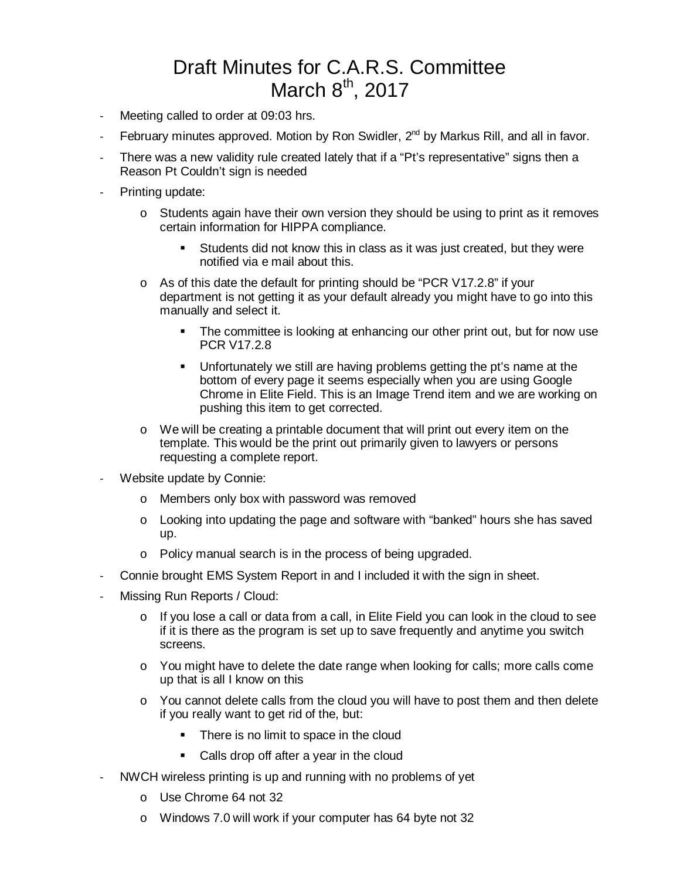# Draft Minutes for C.A.R.S. Committee
# March 8th, 2017

- Meeting called to order at 09:03 hrs.
- February minutes approved. Motion by Ron Swidler, 2nd by Markus Rill, and all in favor.
- There was a new validity rule created lately that if a "Pt's representative" signs then a Reason Pt Couldn't sign is needed
- Printing update:
  - Students again have their own version they should be using to print as it removes certain information for HIPPA compliance.
    - Students did not know this in class as it was just created, but they were notified via e mail about this.
  - As of this date the default for printing should be "PCR V17.2.8" if your department is not getting it as your default already you might have to go into this manually and select it.
    - The committee is looking at enhancing our other print out, but for now use PCR V17.2.8
    - Unfortunately we still are having problems getting the pt's name at the bottom of every page it seems especially when you are using Google Chrome in Elite Field. This is an Image Trend item and we are working on pushing this item to get corrected.
  - We will be creating a printable document that will print out every item on the template. This would be the print out primarily given to lawyers or persons requesting a complete report.
- Website update by Connie:
  - Members only box with password was removed
  - Looking into updating the page and software with "banked" hours she has saved up.
  - Policy manual search is in the process of being upgraded.
- Connie brought EMS System Report in and I included it with the sign in sheet.
- Missing Run Reports / Cloud:
  - If you lose a call or data from a call, in Elite Field you can look in the cloud to see if it is there as the program is set up to save frequently and anytime you switch screens.
  - You might have to delete the date range when looking for calls; more calls come up that is all I know on this
  - You cannot delete calls from the cloud you will have to post them and then delete if you really want to get rid of the, but:
    - There is no limit to space in the cloud
    - Calls drop off after a year in the cloud
- NWCH wireless printing is up and running with no problems of yet
  - Use Chrome 64 not 32
  - Windows 7.0 will work if your computer has 64 byte not 32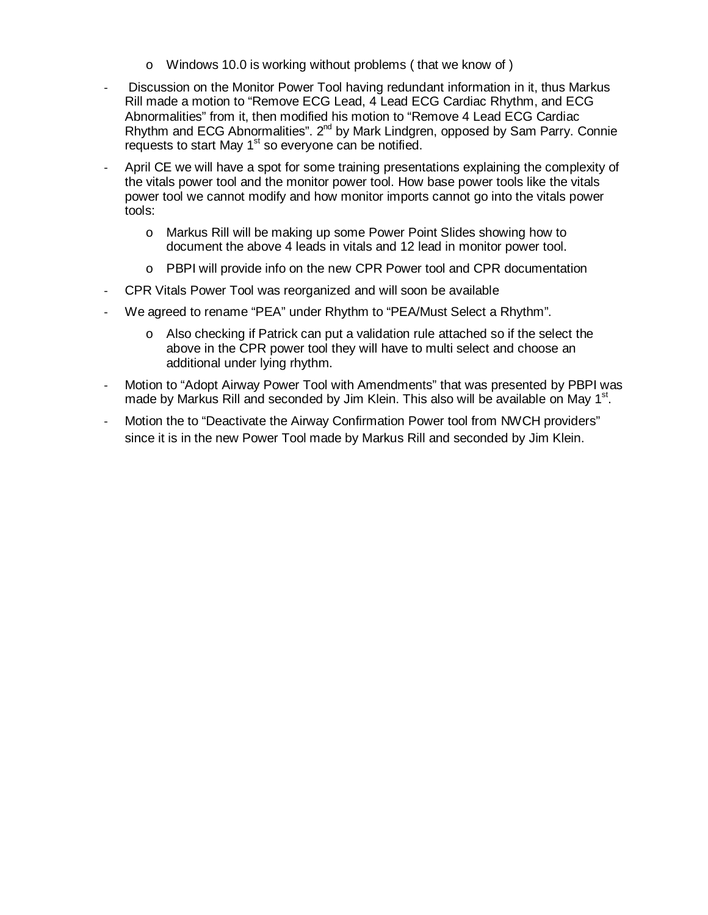- Windows 10.0 is working without problems ( that we know of )

- Discussion on the Monitor Power Tool having redundant information in it, thus Markus Rill made a motion to "Remove ECG Lead, 4 Lead ECG Cardiac Rhythm, and ECG Abnormalities" from it, then modified his motion to "Remove 4 Lead ECG Cardiac Rhythm and ECG Abnormalities". 2nd by Mark Lindgren, opposed by Sam Parry. Connie requests to start May 1st so everyone can be notified.
- April CE we will have a spot for some training presentations explaining the complexity of the vitals power tool and the monitor power tool. How base power tools like the vitals power tool we cannot modify and how monitor imports cannot go into the vitals power tools:
  - Markus Rill will be making up some Power Point Slides showing how to document the above 4 leads in vitals and 12 lead in monitor power tool.
  - PBPI will provide info on the new CPR Power tool and CPR documentation
- CPR Vitals Power Tool was reorganized and will soon be available
- We agreed to rename "PEA" under Rhythm to "PEA/Must Select a Rhythm".
  - Also checking if Patrick can put a validation rule attached so if the select the above in the CPR power tool they will have to multi select and choose an additional under lying rhythm.
- Motion to "Adopt Airway Power Tool with Amendments" that was presented by PBPI was made by Markus Rill and seconded by Jim Klein. This also will be available on May 1st.
- Motion the to "Deactivate the Airway Confirmation Power tool from NWCH providers" since it is in the new Power Tool made by Markus Rill and seconded by Jim Klein.